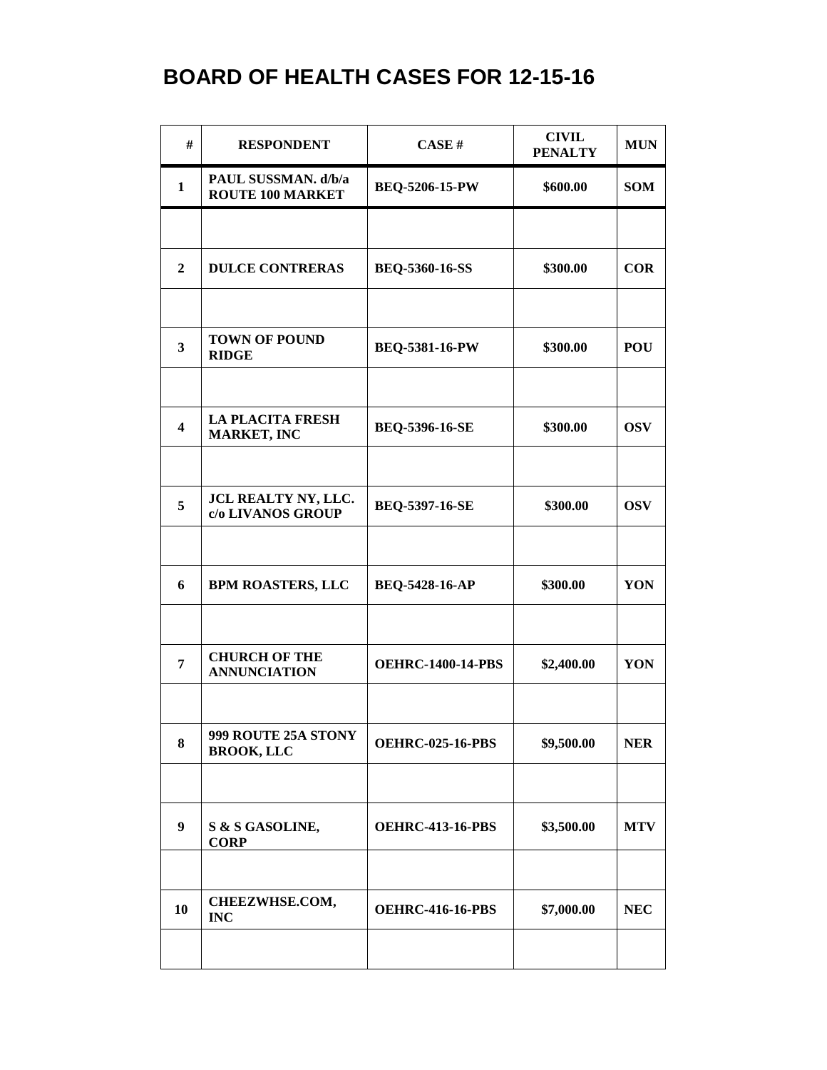# BOARD OF HEALTH CASES FOR 12-15-16

| # | RESPONDENT | CASE # | CIVIL PENALTY | MUN |
|---|---|---|---|---|
| 1 | PAUL SUSSMAN. d/b/a ROUTE 100 MARKET | BEQ-5206-15-PW | $600.00 | SOM |
| | | | | |
| 2 | DULCE CONTRERAS | BEQ-5360-16-SS | $300.00 | COR |
| | | | | |
| 3 | TOWN OF POUND RIDGE | BEQ-5381-16-PW | $300.00 | POU |
| | | | | |
| 4 | LA PLACITA FRESH MARKET, INC | BEQ-5396-16-SE | $300.00 | OSV |
| | | | | |
| 5 | JCL REALTY NY, LLC. c/o LIVANOS GROUP | BEQ-5397-16-SE | $300.00 | OSV |
| | | | | |
| 6 | BPM ROASTERS, LLC | BEQ-5428-16-AP | $300.00 | YON |
| | | | | |
| 7 | CHURCH OF THE ANNUNCIATION | OEHRC-1400-14-PBS | $2,400.00 | YON |
| | | | | |
| 8 | 999 ROUTE 25A STONY BROOK, LLC | OEHRC-025-16-PBS | $9,500.00 | NER |
| | | | | |
| 9 | S & S GASOLINE, CORP | OEHRC-413-16-PBS | $3,500.00 | MTV |
| | | | | |
| 10 | CHEEZWHSE.COM, INC | OEHRC-416-16-PBS | $7,000.00 | NEC |
| | | | | |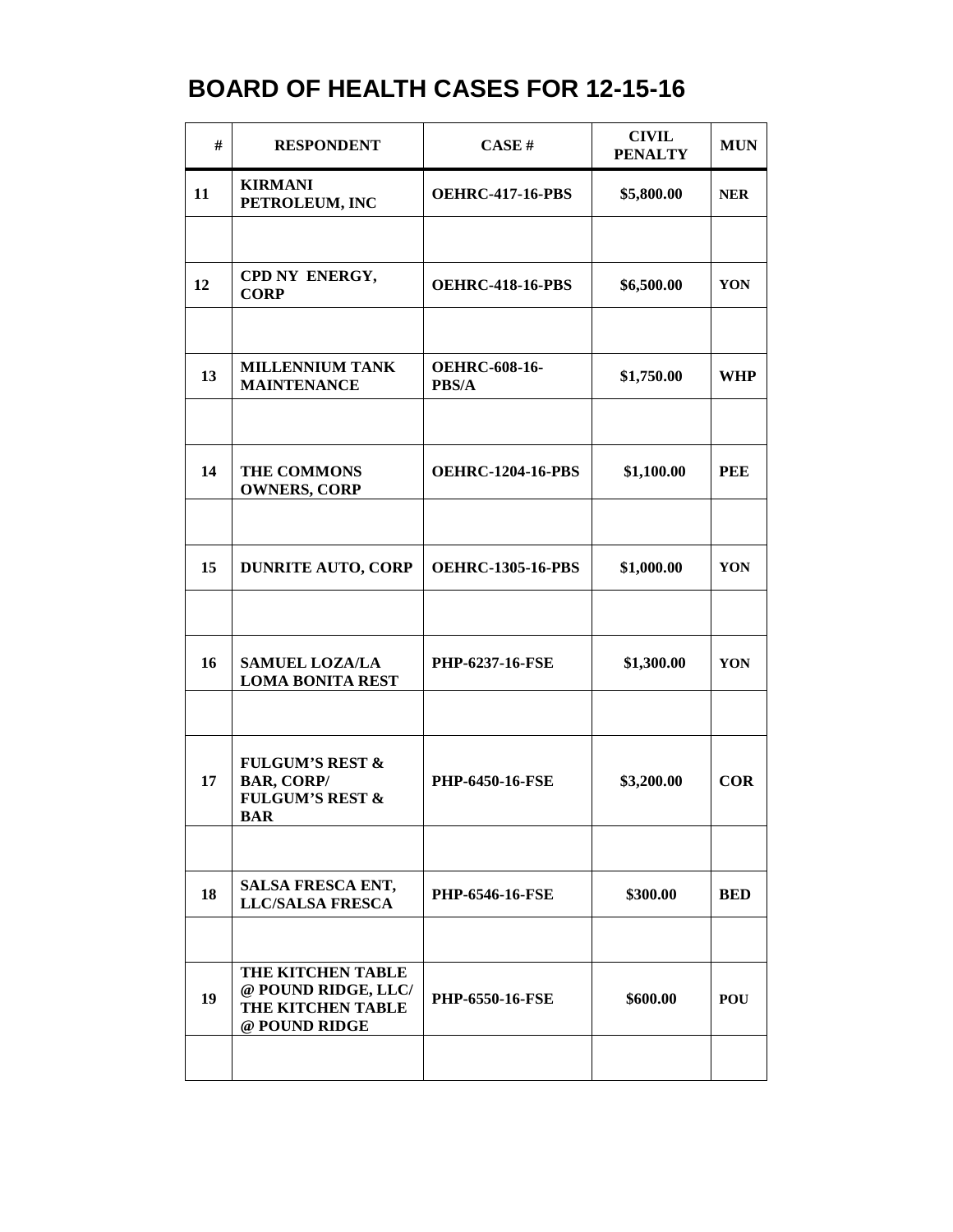# BOARD OF HEALTH CASES FOR 12-15-16

| # | RESPONDENT | CASE # | CIVIL PENALTY | MUN |
|---|---|---|---|---|
| 11 | KIRMANI PETROLEUM, INC | OEHRC-417-16-PBS | $5,800.00 | NER |
| | | | | |
| 12 | CPD NY ENERGY, CORP | OEHRC-418-16-PBS | $6,500.00 | YON |
| | | | | |
| 13 | MILLENNIUM TANK MAINTENANCE | OEHRC-608-16-PBS/A | $1,750.00 | WHP |
| | | | | |
| 14 | THE COMMONS OWNERS, CORP | OEHRC-1204-16-PBS | $1,100.00 | PEE |
| | | | | |
| 15 | DUNRITE AUTO, CORP | OEHRC-1305-16-PBS | $1,000.00 | YON |
| | | | | |
| 16 | SAMUEL LOZA/LA LOMA BONITA REST | PHP-6237-16-FSE | $1,300.00 | YON |
| | | | | |
| 17 | FULGUM'S REST & BAR, CORP/ FULGUM'S REST & BAR | PHP-6450-16-FSE | $3,200.00 | COR |
| | | | | |
| 18 | SALSA FRESCA ENT, LLC/SALSA FRESCA | PHP-6546-16-FSE | $300.00 | BED |
| | | | | |
| 19 | THE KITCHEN TABLE @ POUND RIDGE, LLC/ THE KITCHEN TABLE @ POUND RIDGE | PHP-6550-16-FSE | $600.00 | POU |
| | | | | |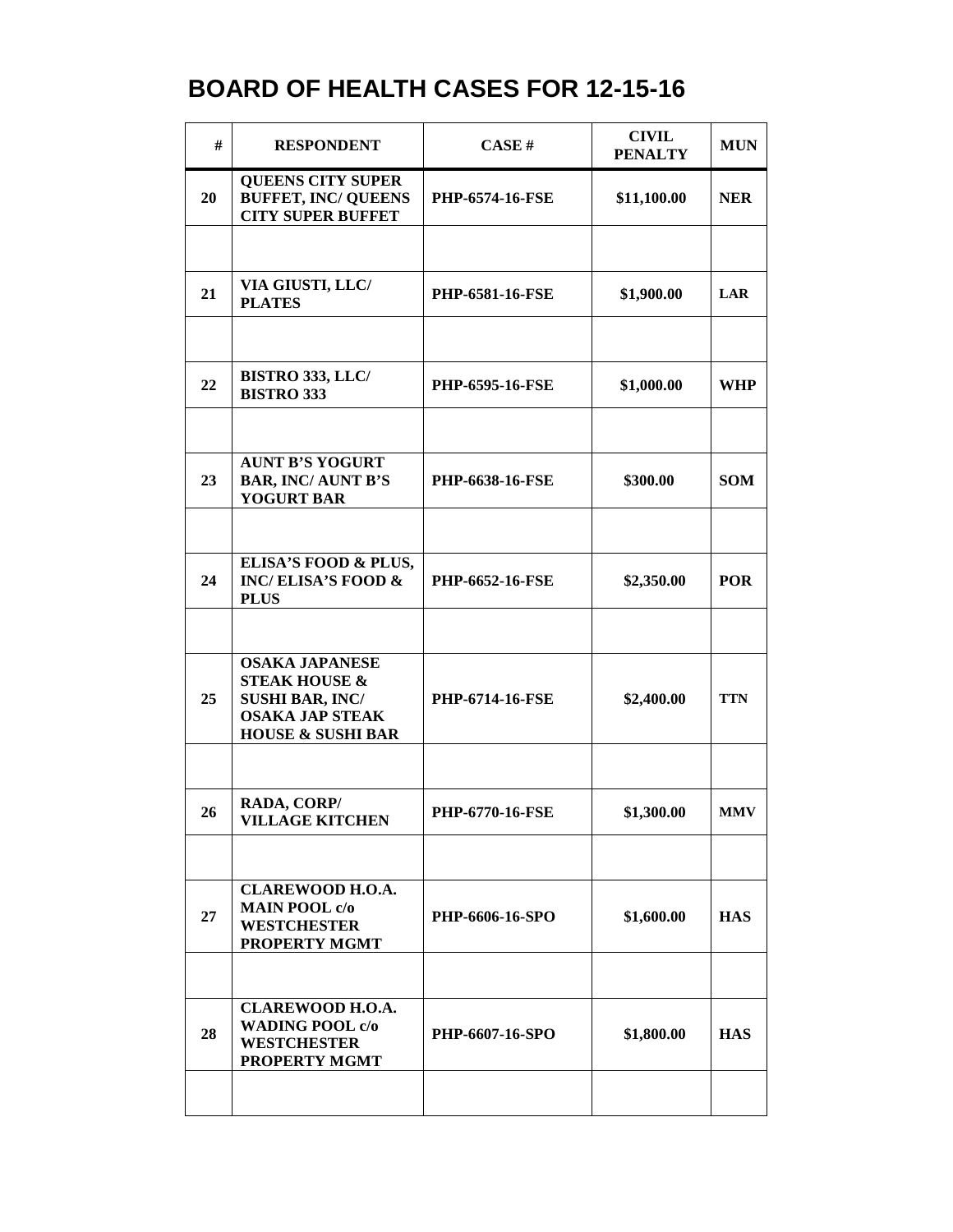# BOARD OF HEALTH CASES FOR 12-15-16

| # | RESPONDENT | CASE # | CIVIL PENALTY | MUN |
|---|---|---|---|---|
| 20 | QUEENS CITY SUPER BUFFET, INC/ QUEENS CITY SUPER BUFFET | PHP-6574-16-FSE | $11,100.00 | NER |
| | | | | |
| 21 | VIA GIUSTI, LLC/ PLATES | PHP-6581-16-FSE | $1,900.00 | LAR |
| | | | | |
| 22 | BISTRO 333, LLC/ BISTRO 333 | PHP-6595-16-FSE | $1,000.00 | WHP |
| | | | | |
| 23 | AUNT B'S YOGURT BAR, INC/ AUNT B'S YOGURT BAR | PHP-6638-16-FSE | $300.00 | SOM |
| | | | | |
| 24 | ELISA'S FOOD & PLUS, INC/ ELISA'S FOOD & PLUS | PHP-6652-16-FSE | $2,350.00 | POR |
| | | | | |
| 25 | OSAKA JAPANESE STEAK HOUSE & SUSHI BAR, INC/ OSAKA JAP STEAK HOUSE & SUSHI BAR | PHP-6714-16-FSE | $2,400.00 | TTN |
| | | | | |
| 26 | RADA, CORP/ VILLAGE KITCHEN | PHP-6770-16-FSE | $1,300.00 | MMV |
| | | | | |
| 27 | CLAREWOOD H.O.A. MAIN POOL c/o WESTCHESTER PROPERTY MGMT | PHP-6606-16-SPO | $1,600.00 | HAS |
| | | | | |
| 28 | CLAREWOOD H.O.A. WADING POOL c/o WESTCHESTER PROPERTY MGMT | PHP-6607-16-SPO | $1,800.00 | HAS |
| | | | | |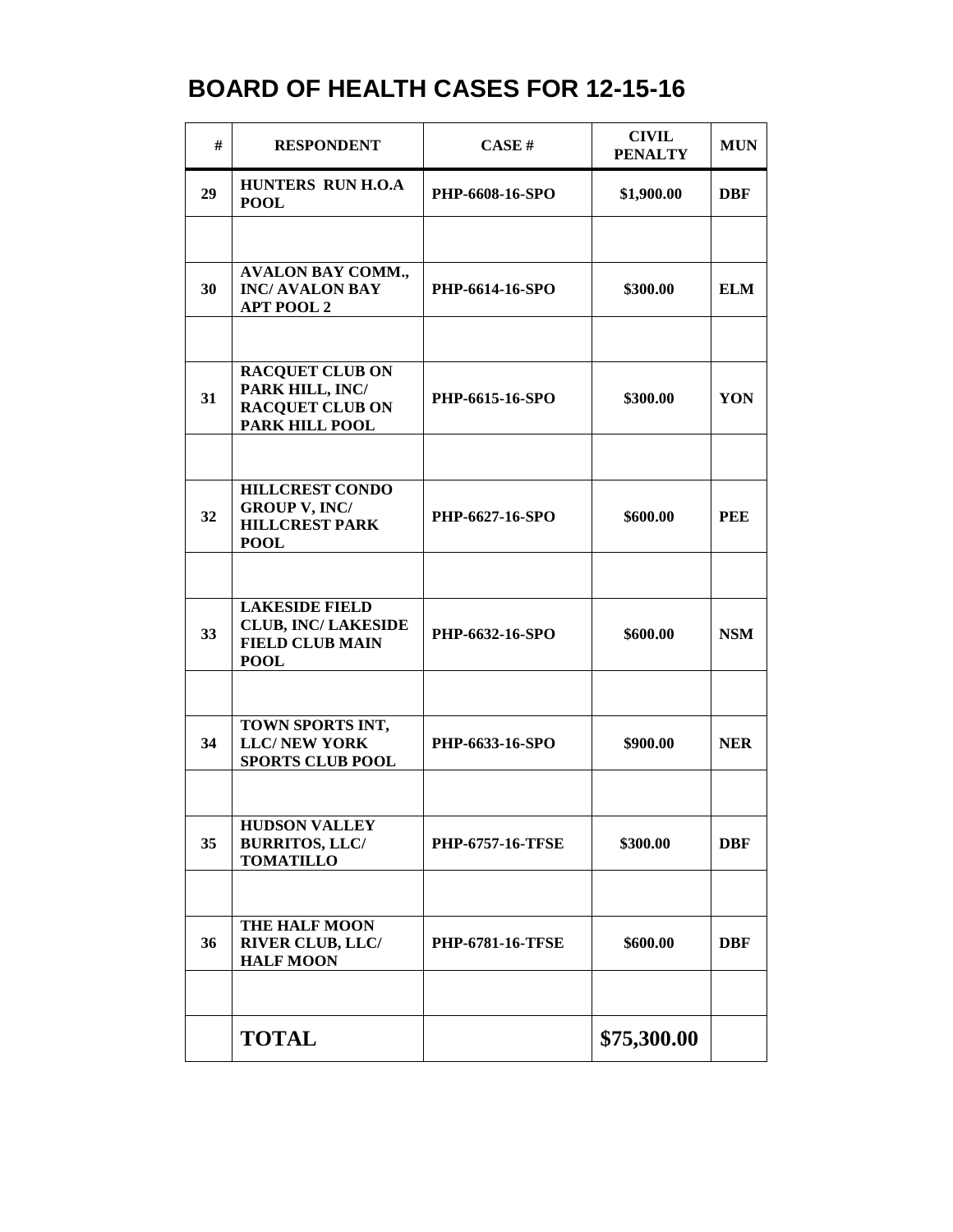# BOARD OF HEALTH CASES FOR 12-15-16

| # | RESPONDENT | CASE # | CIVIL PENALTY | MUN |
|---|---|---|---|---|
| 29 | HUNTERS RUN H.O.A POOL | PHP-6608-16-SPO | $1,900.00 | DBF |
| | | | | |
| 30 | AVALON BAY COMM., INC/ AVALON BAY APT POOL 2 | PHP-6614-16-SPO | $300.00 | ELM |
| | | | | |
| 31 | RACQUET CLUB ON PARK HILL, INC/ RACQUET CLUB ON PARK HILL POOL | PHP-6615-16-SPO | $300.00 | YON |
| | | | | |
| 32 | HILLCREST CONDO GROUP V, INC/ HILLCREST PARK POOL | PHP-6627-16-SPO | $600.00 | PEE |
| | | | | |
| 33 | LAKESIDE FIELD CLUB, INC/ LAKESIDE FIELD CLUB MAIN POOL | PHP-6632-16-SPO | $600.00 | NSM |
| | | | | |
| 34 | TOWN SPORTS INT, LLC/ NEW YORK SPORTS CLUB POOL | PHP-6633-16-SPO | $900.00 | NER |
| | | | | |
| 35 | HUDSON VALLEY BURRITOS, LLC/ TOMATILLO | PHP-6757-16-TFSE | $300.00 | DBF |
| | | | | |
| 36 | THE HALF MOON RIVER CLUB, LLC/ HALF MOON | PHP-6781-16-TFSE | $600.00 | DBF |
| | | | | |
| | **TOTAL** | | **$75,300.00** | |